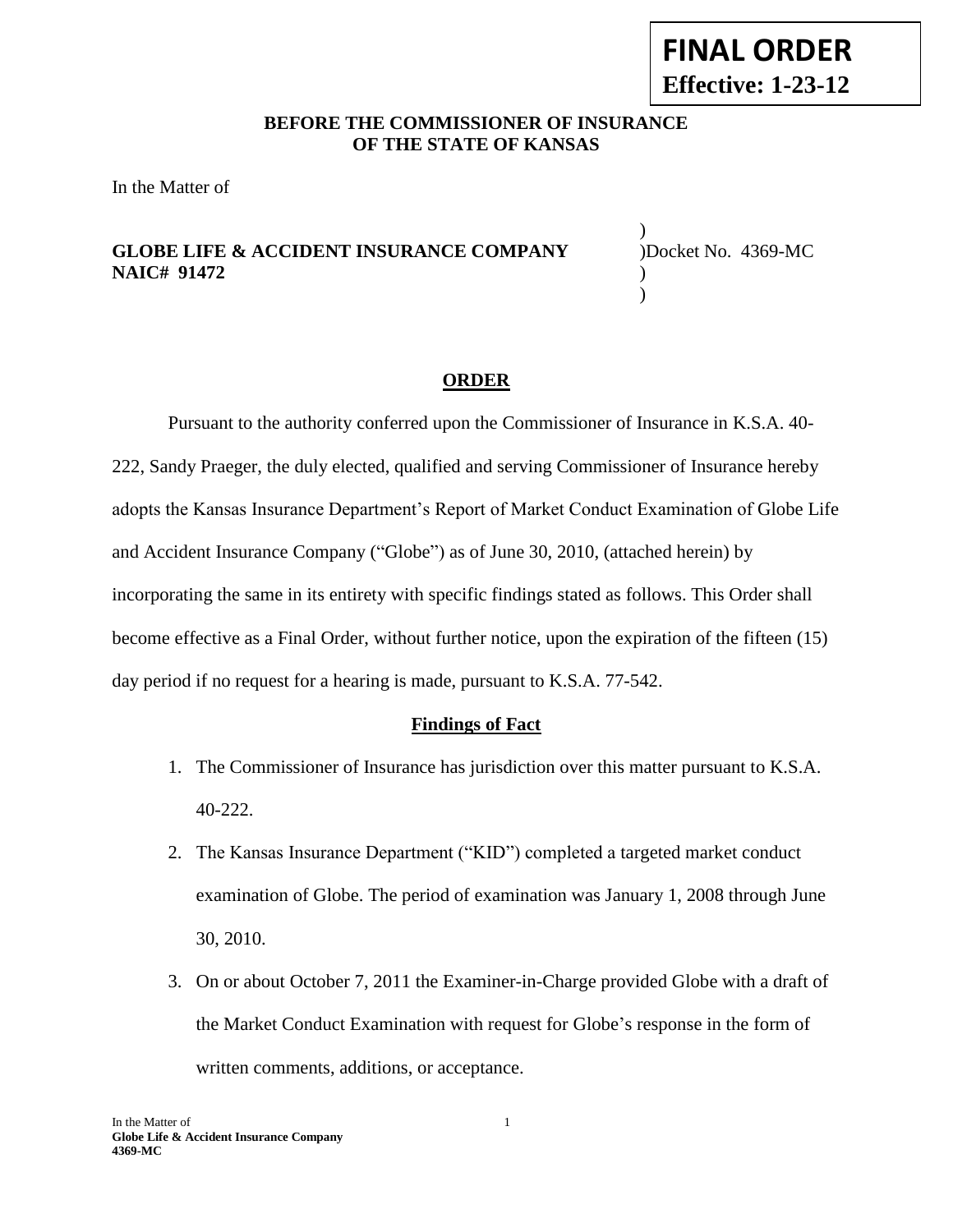**FINAL ORDER**
**Effective: 1-23-12**

**BEFORE THE COMMISSIONER OF INSURANCE**
**OF THE STATE OF KANSAS**

In the Matter of

| | |
|---|---|
| **GLOBE LIFE & ACCIDENT INSURANCE COMPANY** | )Docket No. 4369-MC |
| **NAIC# 91472** | ) |

## ORDER

Pursuant to the authority conferred upon the Commissioner of Insurance in K.S.A. 40-222, Sandy Praeger, the duly elected, qualified and serving Commissioner of Insurance hereby adopts the Kansas Insurance Department's Report of Market Conduct Examination of Globe Life and Accident Insurance Company ("Globe") as of June 30, 2010, (attached herein) by incorporating the same in its entirety with specific findings stated as follows. This Order shall become effective as a Final Order, without further notice, upon the expiration of the fifteen (15) day period if no request for a hearing is made, pursuant to K.S.A. 77-542.

### Findings of Fact

1. The Commissioner of Insurance has jurisdiction over this matter pursuant to K.S.A. 40-222.
2. The Kansas Insurance Department ("KID") completed a targeted market conduct examination of Globe. The period of examination was January 1, 2008 through June 30, 2010.
3. On or about October 7, 2011 the Examiner-in-Charge provided Globe with a draft of the Market Conduct Examination with request for Globe's response in the form of written comments, additions, or acceptance.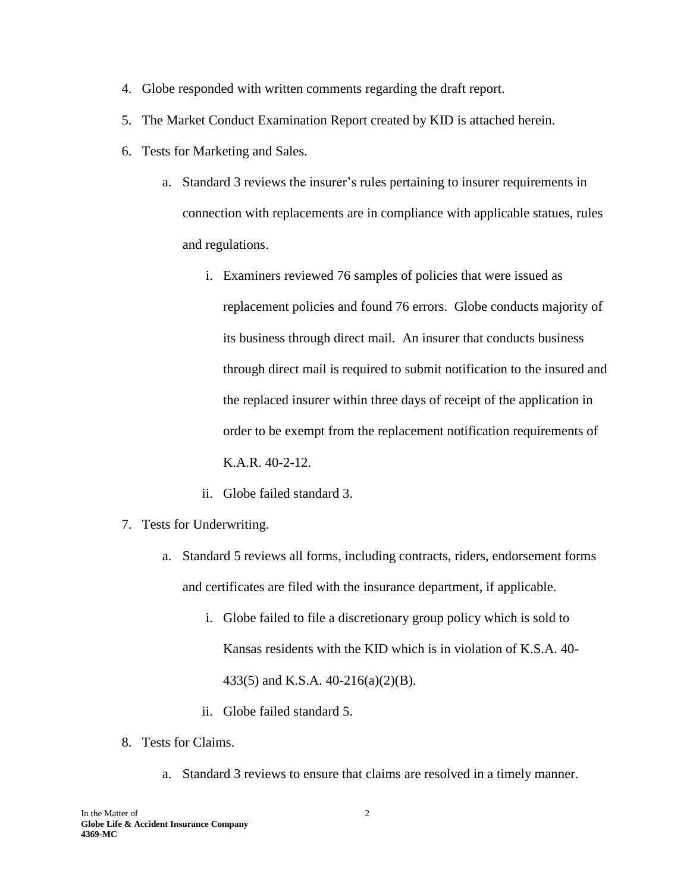4. Globe responded with written comments regarding the draft report.
5. The Market Conduct Examination Report created by KID is attached herein.
6. Tests for Marketing and Sales.
   a. Standard 3 reviews the insurer's rules pertaining to insurer requirements in connection with replacements are in compliance with applicable statues, rules and regulations.
      i. Examiners reviewed 76 samples of policies that were issued as replacement policies and found 76 errors. Globe conducts majority of its business through direct mail. An insurer that conducts business through direct mail is required to submit notification to the insured and the replaced insurer within three days of receipt of the application in order to be exempt from the replacement notification requirements of K.A.R. 40-2-12.
      ii. Globe failed standard 3.
7. Tests for Underwriting.
   a. Standard 5 reviews all forms, including contracts, riders, endorsement forms and certificates are filed with the insurance department, if applicable.
      i. Globe failed to file a discretionary group policy which is sold to Kansas residents with the KID which is in violation of K.S.A. 40-433(5) and K.S.A. 40-216(a)(2)(B).
      ii. Globe failed standard 5.
8. Tests for Claims.
   a. Standard 3 reviews to ensure that claims are resolved in a timely manner.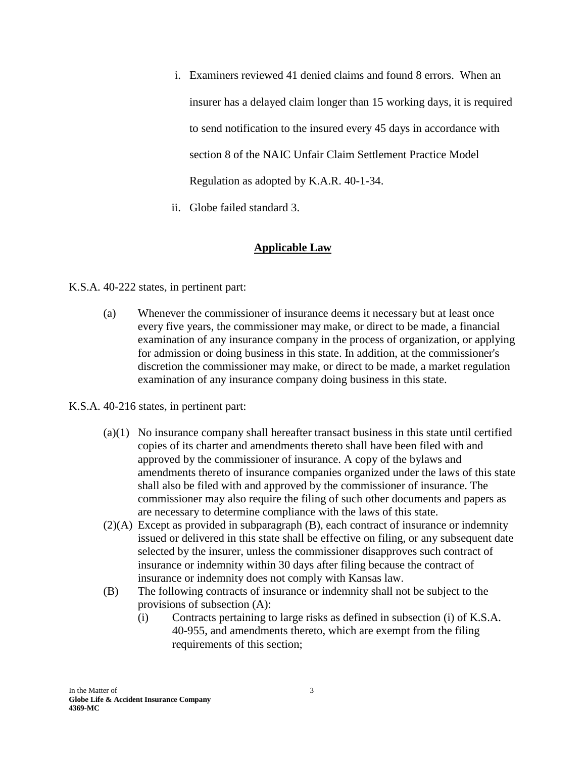i. Examiners reviewed 41 denied claims and found 8 errors. When an insurer has a delayed claim longer than 15 working days, it is required to send notification to the insured every 45 days in accordance with section 8 of the NAIC Unfair Claim Settlement Practice Model Regulation as adopted by K.A.R. 40-1-34.

ii. Globe failed standard 3.

## **Applicable Law**

K.S.A. 40-222 states, in pertinent part:

(a) Whenever the commissioner of insurance deems it necessary but at least once every five years, the commissioner may make, or direct to be made, a financial examination of any insurance company in the process of organization, or applying for admission or doing business in this state. In addition, at the commissioner's discretion the commissioner may make, or direct to be made, a market regulation examination of any insurance company doing business in this state.

K.S.A. 40-216 states, in pertinent part:

(a)(1) No insurance company shall hereafter transact business in this state until certified copies of its charter and amendments thereto shall have been filed with and approved by the commissioner of insurance. A copy of the bylaws and amendments thereto of insurance companies organized under the laws of this state shall also be filed with and approved by the commissioner of insurance. The commissioner may also require the filing of such other documents and papers as are necessary to determine compliance with the laws of this state.

(2)(A) Except as provided in subparagraph (B), each contract of insurance or indemnity issued or delivered in this state shall be effective on filing, or any subsequent date selected by the insurer, unless the commissioner disapproves such contract of insurance or indemnity within 30 days after filing because the contract of insurance or indemnity does not comply with Kansas law.

(B) The following contracts of insurance or indemnity shall not be subject to the provisions of subsection (A):

(i) Contracts pertaining to large risks as defined in subsection (i) of K.S.A. 40-955, and amendments thereto, which are exempt from the filing requirements of this section;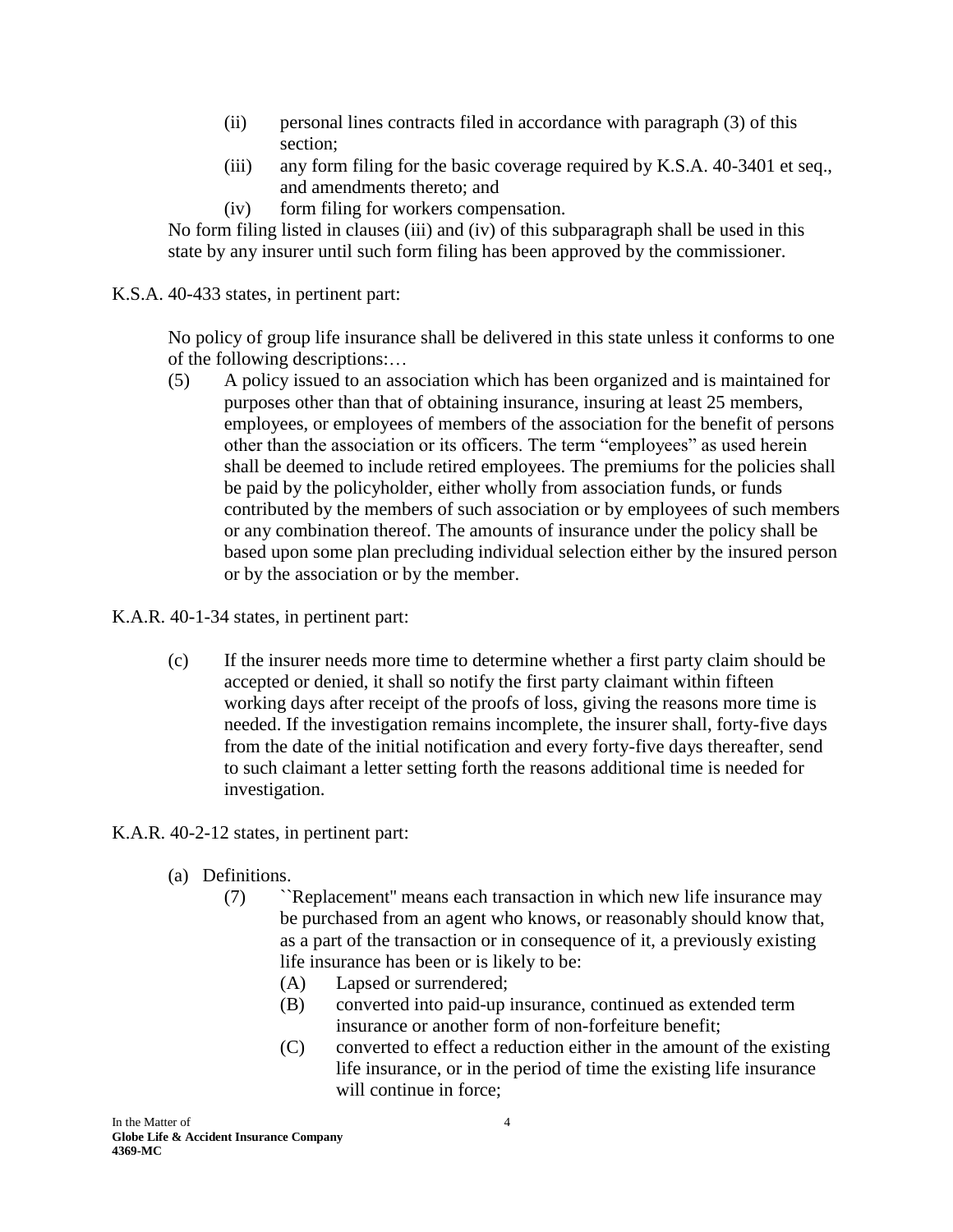(ii) personal lines contracts filed in accordance with paragraph (3) of this section;

(iii) any form filing for the basic coverage required by K.S.A. 40-3401 et seq., and amendments thereto; and

(iv) form filing for workers compensation.

No form filing listed in clauses (iii) and (iv) of this subparagraph shall be used in this state by any insurer until such form filing has been approved by the commissioner.

K.S.A. 40-433 states, in pertinent part:

> No policy of group life insurance shall be delivered in this state unless it conforms to one of the following descriptions:…
>
> (5) A policy issued to an association which has been organized and is maintained for purposes other than that of obtaining insurance, insuring at least 25 members, employees, or employees of members of the association for the benefit of persons other than the association or its officers. The term "employees" as used herein shall be deemed to include retired employees. The premiums for the policies shall be paid by the policyholder, either wholly from association funds, or funds contributed by the members of such association or by employees of such members or any combination thereof. The amounts of insurance under the policy shall be based upon some plan precluding individual selection either by the insured person or by the association or by the member.

K.A.R. 40-1-34 states, in pertinent part:

> (c) If the insurer needs more time to determine whether a first party claim should be accepted or denied, it shall so notify the first party claimant within fifteen working days after receipt of the proofs of loss, giving the reasons more time is needed. If the investigation remains incomplete, the insurer shall, forty-five days from the date of the initial notification and every forty-five days thereafter, send to such claimant a letter setting forth the reasons additional time is needed for investigation.

K.A.R. 40-2-12 states, in pertinent part:

> (a) Definitions.
>
> (7) ``Replacement'' means each transaction in which new life insurance may be purchased from an agent who knows, or reasonably should know that, as a part of the transaction or in consequence of it, a previously existing life insurance has been or is likely to be:
>
> (A) Lapsed or surrendered;
>
> (B) converted into paid-up insurance, continued as extended term insurance or another form of non-forfeiture benefit;
>
> (C) converted to effect a reduction either in the amount of the existing life insurance, or in the period of time the existing life insurance will continue in force;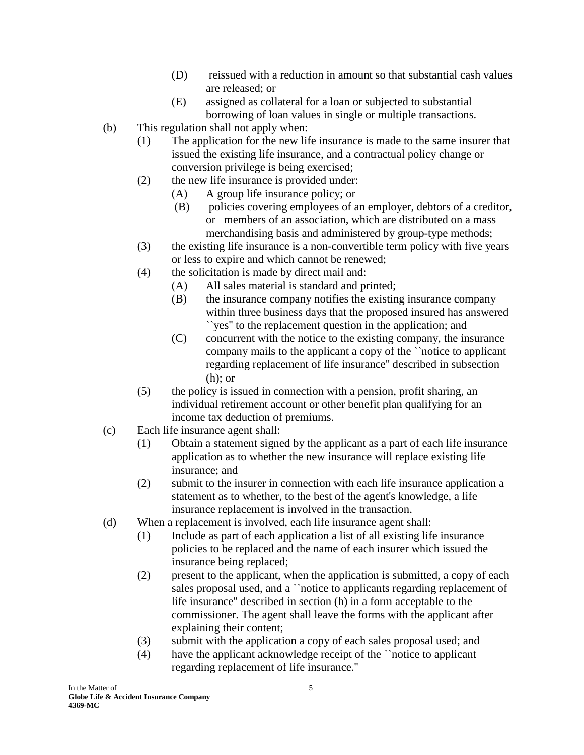(D) reissued with a reduction in amount so that substantial cash values are released; or

(E) assigned as collateral for a loan or subjected to substantial borrowing of loan values in single or multiple transactions.

(b) This regulation shall not apply when:

(1) The application for the new life insurance is made to the same insurer that issued the existing life insurance, and a contractual policy change or conversion privilege is being exercised;

(2) the new life insurance is provided under:

(A) A group life insurance policy; or

(B) policies covering employees of an employer, debtors of a creditor, or members of an association, which are distributed on a mass merchandising basis and administered by group-type methods;

(3) the existing life insurance is a non-convertible term policy with five years or less to expire and which cannot be renewed;

(4) the solicitation is made by direct mail and:

(A) All sales material is standard and printed;

(B) the insurance company notifies the existing insurance company within three business days that the proposed insured has answered ``yes'' to the replacement question in the application; and

(C) concurrent with the notice to the existing company, the insurance company mails to the applicant a copy of the ``notice to applicant regarding replacement of life insurance'' described in subsection (h); or

(5) the policy is issued in connection with a pension, profit sharing, an individual retirement account or other benefit plan qualifying for an income tax deduction of premiums.

(c) Each life insurance agent shall:

(1) Obtain a statement signed by the applicant as a part of each life insurance application as to whether the new insurance will replace existing life insurance; and

(2) submit to the insurer in connection with each life insurance application a statement as to whether, to the best of the agent's knowledge, a life insurance replacement is involved in the transaction.

(d) When a replacement is involved, each life insurance agent shall:

(1) Include as part of each application a list of all existing life insurance policies to be replaced and the name of each insurer which issued the insurance being replaced;

(2) present to the applicant, when the application is submitted, a copy of each sales proposal used, and a ``notice to applicants regarding replacement of life insurance'' described in section (h) in a form acceptable to the commissioner. The agent shall leave the forms with the applicant after explaining their content;

(3) submit with the application a copy of each sales proposal used; and

(4) have the applicant acknowledge receipt of the ``notice to applicant regarding replacement of life insurance.''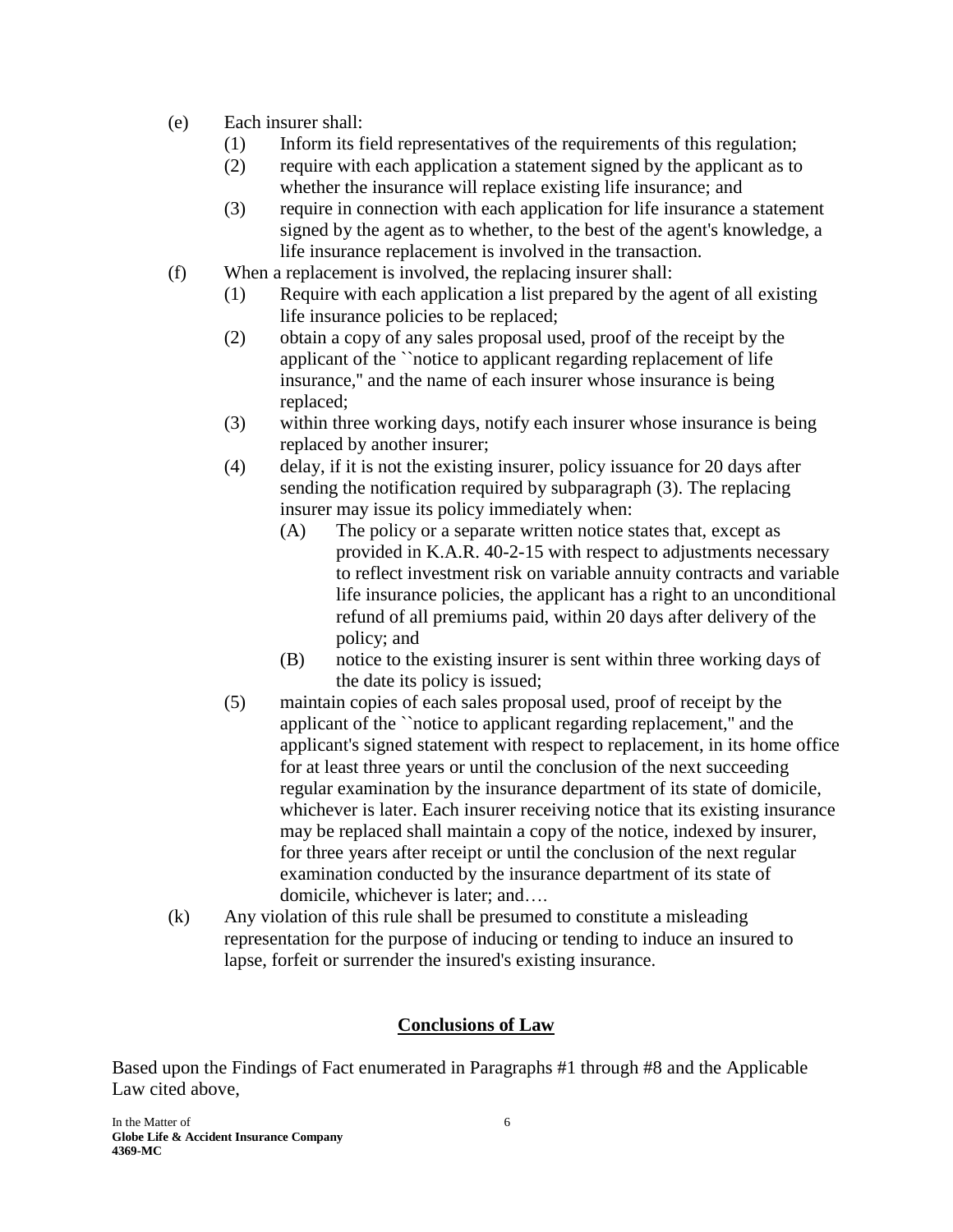(e) Each insurer shall:

  (1) Inform its field representatives of the requirements of this regulation;

  (2) require with each application a statement signed by the applicant as to whether the insurance will replace existing life insurance; and

  (3) require in connection with each application for life insurance a statement signed by the agent as to whether, to the best of the agent's knowledge, a life insurance replacement is involved in the transaction.

(f) When a replacement is involved, the replacing insurer shall:

  (1) Require with each application a list prepared by the agent of all existing life insurance policies to be replaced;

  (2) obtain a copy of any sales proposal used, proof of the receipt by the applicant of the ``notice to applicant regarding replacement of life insurance,'' and the name of each insurer whose insurance is being replaced;

  (3) within three working days, notify each insurer whose insurance is being replaced by another insurer;

  (4) delay, if it is not the existing insurer, policy issuance for 20 days after sending the notification required by subparagraph (3). The replacing insurer may issue its policy immediately when:

    (A) The policy or a separate written notice states that, except as provided in K.A.R. 40-2-15 with respect to adjustments necessary to reflect investment risk on variable annuity contracts and variable life insurance policies, the applicant has a right to an unconditional refund of all premiums paid, within 20 days after delivery of the policy; and

    (B) notice to the existing insurer is sent within three working days of the date its policy is issued;

  (5) maintain copies of each sales proposal used, proof of receipt by the applicant of the ``notice to applicant regarding replacement,'' and the applicant's signed statement with respect to replacement, in its home office for at least three years or until the conclusion of the next succeeding regular examination by the insurance department of its state of domicile, whichever is later. Each insurer receiving notice that its existing insurance may be replaced shall maintain a copy of the notice, indexed by insurer, for three years after receipt or until the conclusion of the next regular examination conducted by the insurance department of its state of domicile, whichever is later; and….

(k) Any violation of this rule shall be presumed to constitute a misleading representation for the purpose of inducing or tending to induce an insured to lapse, forfeit or surrender the insured's existing insurance.

## Conclusions of Law

Based upon the Findings of Fact enumerated in Paragraphs #1 through #8 and the Applicable Law cited above,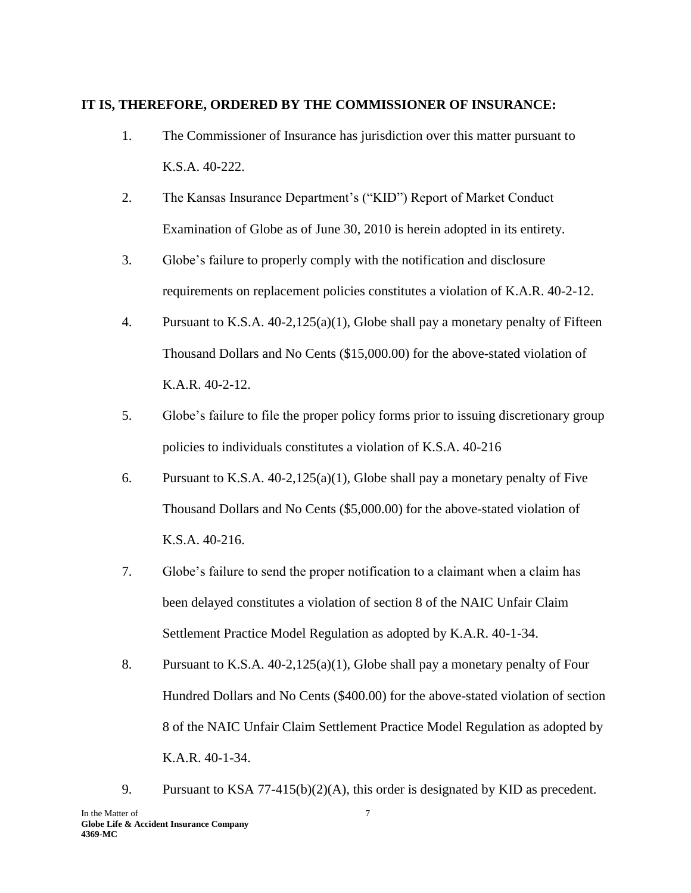**IT IS, THEREFORE, ORDERED BY THE COMMISSIONER OF INSURANCE:**

1. The Commissioner of Insurance has jurisdiction over this matter pursuant to K.S.A. 40-222.

2. The Kansas Insurance Department's ("KID") Report of Market Conduct Examination of Globe as of June 30, 2010 is herein adopted in its entirety.

3. Globe's failure to properly comply with the notification and disclosure requirements on replacement policies constitutes a violation of K.A.R. 40-2-12.

4. Pursuant to K.S.A. 40-2,125(a)(1), Globe shall pay a monetary penalty of Fifteen Thousand Dollars and No Cents ($15,000.00) for the above-stated violation of K.A.R. 40-2-12.

5. Globe's failure to file the proper policy forms prior to issuing discretionary group policies to individuals constitutes a violation of K.S.A. 40-216

6. Pursuant to K.S.A. 40-2,125(a)(1), Globe shall pay a monetary penalty of Five Thousand Dollars and No Cents ($5,000.00) for the above-stated violation of K.S.A. 40-216.

7. Globe's failure to send the proper notification to a claimant when a claim has been delayed constitutes a violation of section 8 of the NAIC Unfair Claim Settlement Practice Model Regulation as adopted by K.A.R. 40-1-34.

8. Pursuant to K.S.A. 40-2,125(a)(1), Globe shall pay a monetary penalty of Four Hundred Dollars and No Cents ($400.00) for the above-stated violation of section 8 of the NAIC Unfair Claim Settlement Practice Model Regulation as adopted by K.A.R. 40-1-34.

9. Pursuant to KSA 77-415(b)(2)(A), this order is designated by KID as precedent.

In the Matter of
**Globe Life & Accident Insurance Company**
**4369-MC**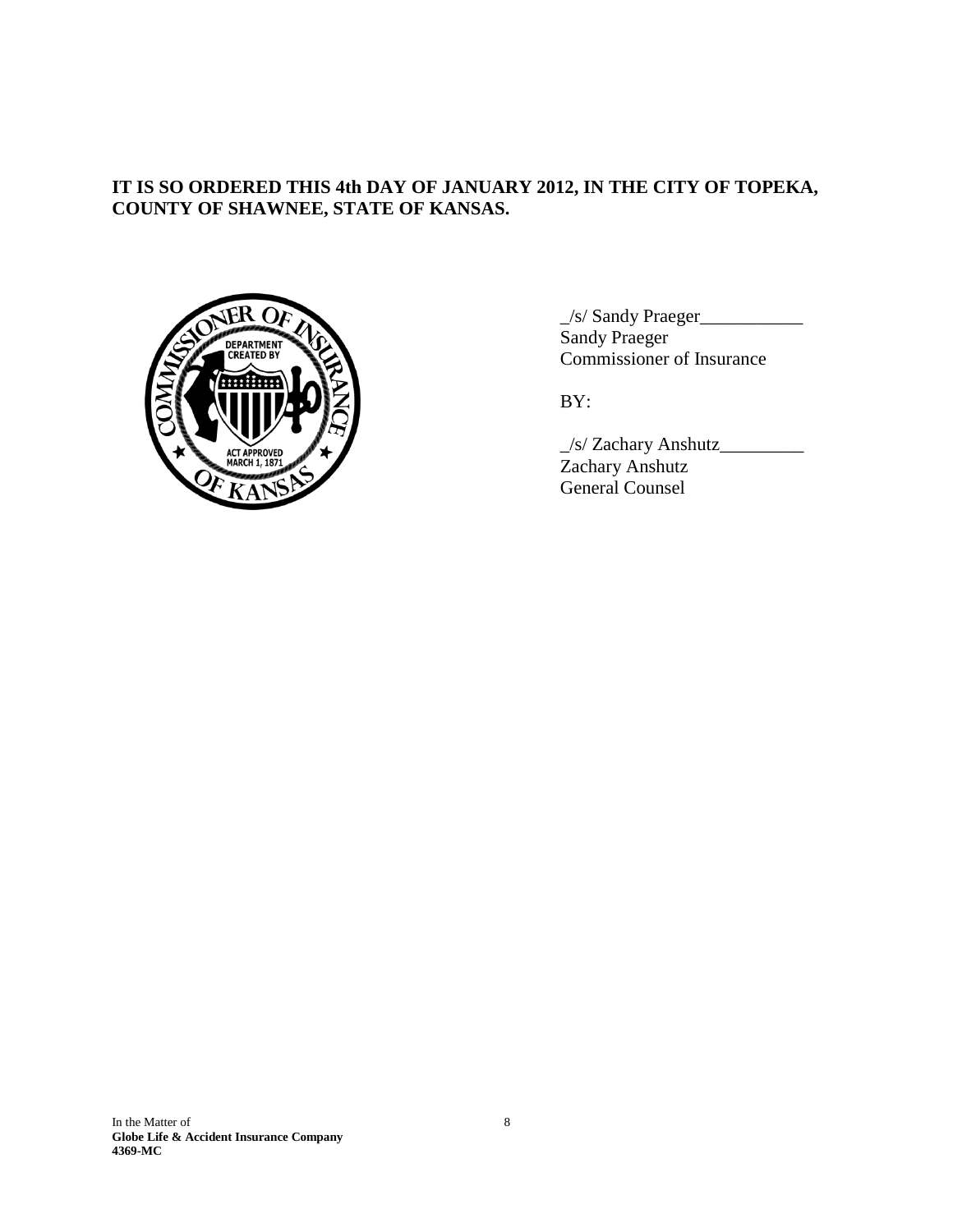**IT IS SO ORDERED THIS 4th DAY OF JANUARY 2012, IN THE CITY OF TOPEKA, COUNTY OF SHAWNEE, STATE OF KANSAS.**

_/s/ Sandy Praeger___________
Sandy Praeger
Commissioner of Insurance

BY:

_/s/ Zachary Anshutz_________
Zachary Anshutz
General Counsel

In the Matter of
**Globe Life & Accident Insurance Company**
**4369-MC**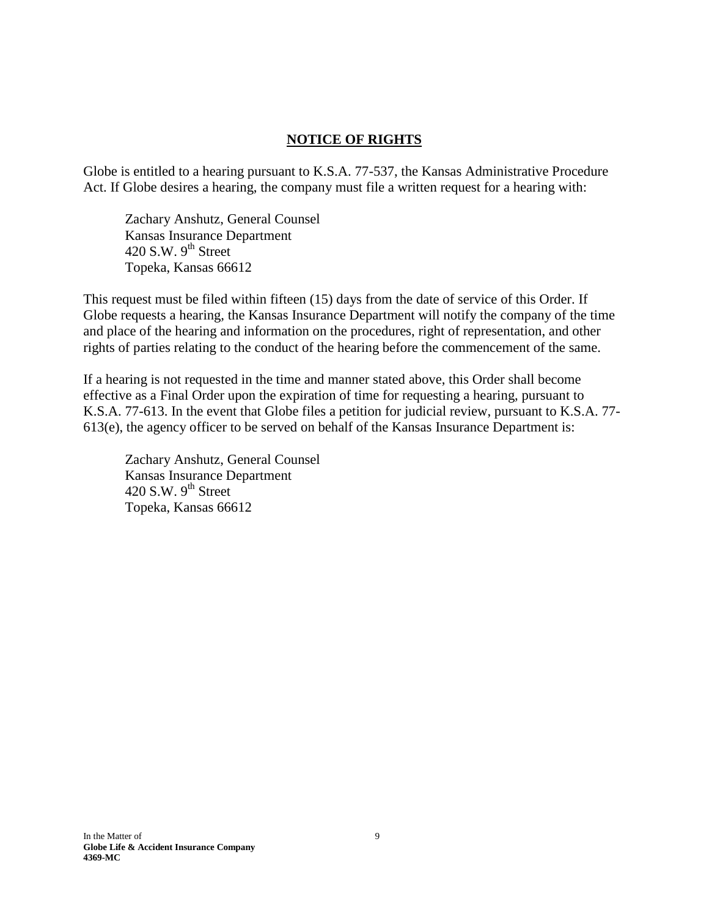## NOTICE OF RIGHTS

Globe is entitled to a hearing pursuant to K.S.A. 77-537, the Kansas Administrative Procedure Act. If Globe desires a hearing, the company must file a written request for a hearing with:

> Zachary Anshutz, General Counsel  
> Kansas Insurance Department  
> 420 S.W. 9th Street  
> Topeka, Kansas 66612

This request must be filed within fifteen (15) days from the date of service of this Order. If Globe requests a hearing, the Kansas Insurance Department will notify the company of the time and place of the hearing and information on the procedures, right of representation, and other rights of parties relating to the conduct of the hearing before the commencement of the same.

If a hearing is not requested in the time and manner stated above, this Order shall become effective as a Final Order upon the expiration of time for requesting a hearing, pursuant to K.S.A. 77-613. In the event that Globe files a petition for judicial review, pursuant to K.S.A. 77-613(e), the agency officer to be served on behalf of the Kansas Insurance Department is:

> Zachary Anshutz, General Counsel  
> Kansas Insurance Department  
> 420 S.W. 9th Street  
> Topeka, Kansas 66612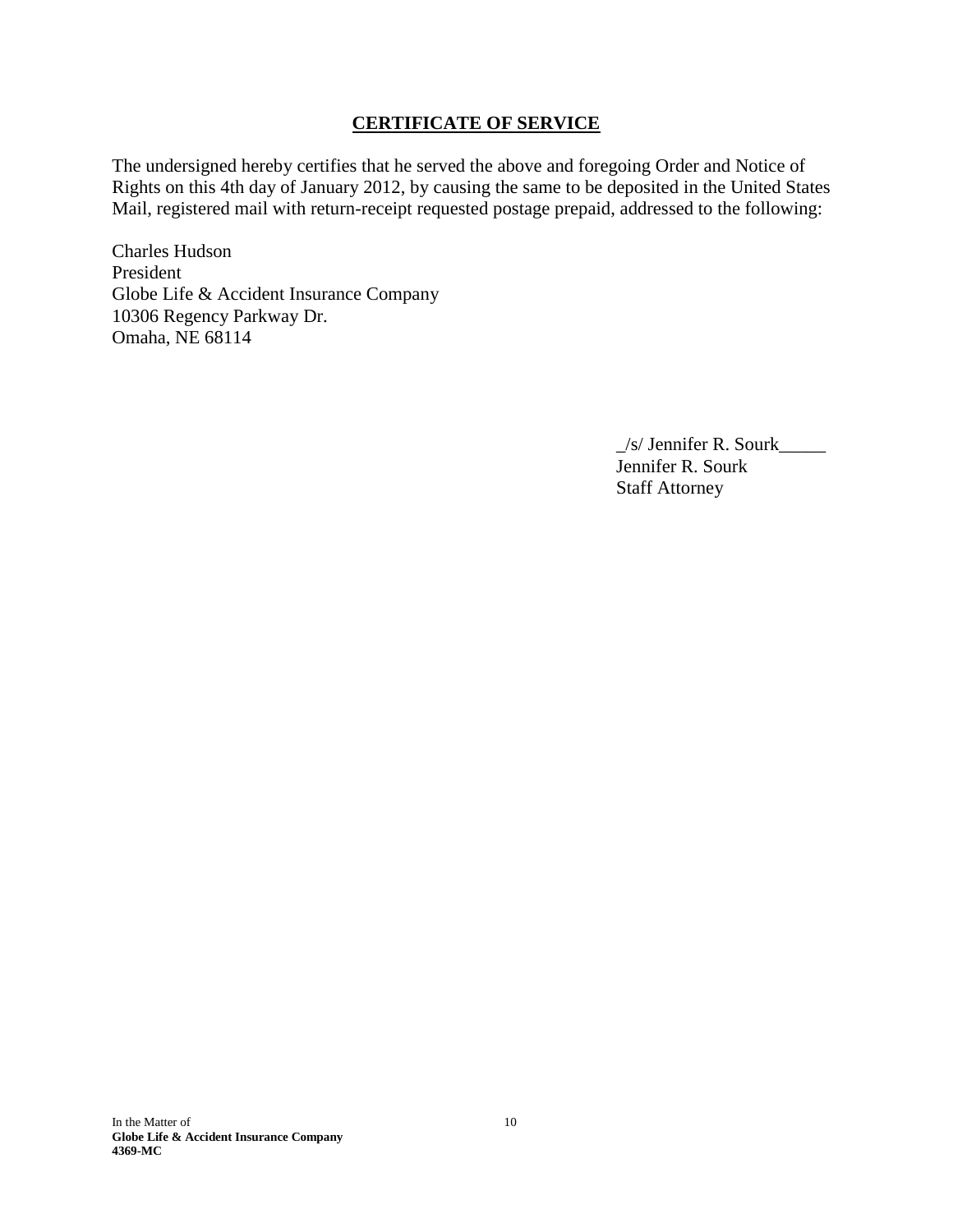## CERTIFICATE OF SERVICE

The undersigned hereby certifies that he served the above and foregoing Order and Notice of Rights on this 4th day of January 2012, by causing the same to be deposited in the United States Mail, registered mail with return-receipt requested postage prepaid, addressed to the following:

Charles Hudson
President
Globe Life & Accident Insurance Company
10306 Regency Parkway Dr.
Omaha, NE 68114

_/s/ Jennifer R. Sourk_____
Jennifer R. Sourk
Staff Attorney